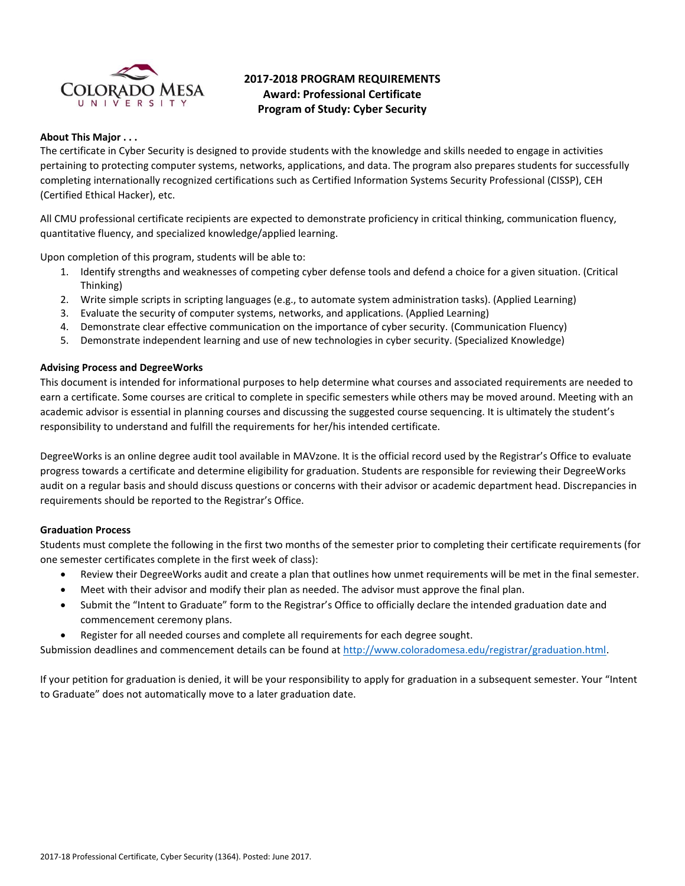# 2017-2018 PROGRAM REQUIREMENTS
## Award: Professional Certificate
## Program of Study: Cyber Security

**About This Major . . .**

The certificate in Cyber Security is designed to provide students with the knowledge and skills needed to engage in activities pertaining to protecting computer systems, networks, applications, and data. The program also prepares students for successfully completing internationally recognized certifications such as Certified Information Systems Security Professional (CISSP), CEH (Certified Ethical Hacker), etc.

All CMU professional certificate recipients are expected to demonstrate proficiency in critical thinking, communication fluency, quantitative fluency, and specialized knowledge/applied learning.

Upon completion of this program, students will be able to:

1. Identify strengths and weaknesses of competing cyber defense tools and defend a choice for a given situation. (Critical Thinking)
2. Write simple scripts in scripting languages (e.g., to automate system administration tasks). (Applied Learning)
3. Evaluate the security of computer systems, networks, and applications. (Applied Learning)
4. Demonstrate clear effective communication on the importance of cyber security. (Communication Fluency)
5. Demonstrate independent learning and use of new technologies in cyber security. (Specialized Knowledge)

**Advising Process and DegreeWorks**

This document is intended for informational purposes to help determine what courses and associated requirements are needed to earn a certificate. Some courses are critical to complete in specific semesters while others may be moved around. Meeting with an academic advisor is essential in planning courses and discussing the suggested course sequencing. It is ultimately the student's responsibility to understand and fulfill the requirements for her/his intended certificate.

DegreeWorks is an online degree audit tool available in MAVzone. It is the official record used by the Registrar's Office to evaluate progress towards a certificate and determine eligibility for graduation. Students are responsible for reviewing their DegreeWorks audit on a regular basis and should discuss questions or concerns with their advisor or academic department head. Discrepancies in requirements should be reported to the Registrar's Office.

**Graduation Process**

Students must complete the following in the first two months of the semester prior to completing their certificate requirements (for one semester certificates complete in the first week of class):

- Review their DegreeWorks audit and create a plan that outlines how unmet requirements will be met in the final semester.
- Meet with their advisor and modify their plan as needed. The advisor must approve the final plan.
- Submit the "Intent to Graduate" form to the Registrar's Office to officially declare the intended graduation date and commencement ceremony plans.
- Register for all needed courses and complete all requirements for each degree sought.

Submission deadlines and commencement details can be found at http://www.coloradomesa.edu/registrar/graduation.html.

If your petition for graduation is denied, it will be your responsibility to apply for graduation in a subsequent semester. Your "Intent to Graduate" does not automatically move to a later graduation date.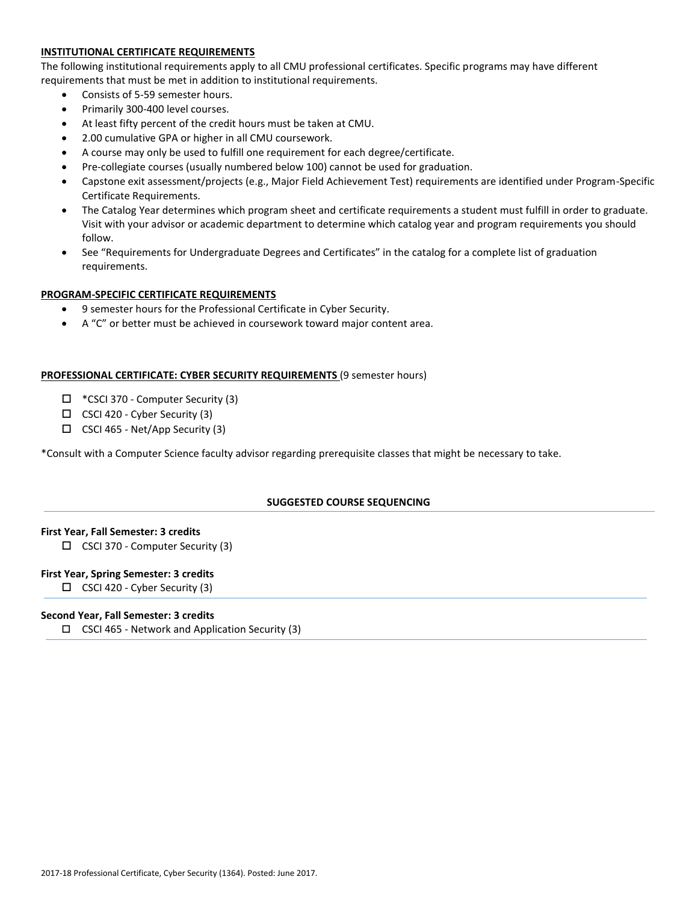#### INSTITUTIONAL CERTIFICATE REQUIREMENTS

The following institutional requirements apply to all CMU professional certificates. Specific programs may have different requirements that must be met in addition to institutional requirements.

- Consists of 5-59 semester hours.
- Primarily 300-400 level courses.
- At least fifty percent of the credit hours must be taken at CMU.
- 2.00 cumulative GPA or higher in all CMU coursework.
- A course may only be used to fulfill one requirement for each degree/certificate.
- Pre-collegiate courses (usually numbered below 100) cannot be used for graduation.
- Capstone exit assessment/projects (e.g., Major Field Achievement Test) requirements are identified under Program-Specific Certificate Requirements.
- The Catalog Year determines which program sheet and certificate requirements a student must fulfill in order to graduate. Visit with your advisor or academic department to determine which catalog year and program requirements you should follow.
- See "Requirements for Undergraduate Degrees and Certificates" in the catalog for a complete list of graduation requirements.

#### PROGRAM-SPECIFIC CERTIFICATE REQUIREMENTS

- 9 semester hours for the Professional Certificate in Cyber Security.
- A "C" or better must be achieved in coursework toward major content area.

#### PROFESSIONAL CERTIFICATE: CYBER SECURITY REQUIREMENTS (9 semester hours)

- ☐ *CSCI 370 - Computer Security (3)
- ☐ CSCI 420 - Cyber Security (3)
- ☐ CSCI 465 - Net/App Security (3)

*Consult with a Computer Science faculty advisor regarding prerequisite classes that might be necessary to take.

#### SUGGESTED COURSE SEQUENCING

**First Year, Fall Semester: 3 credits**

- ☐ CSCI 370 - Computer Security (3)

**First Year, Spring Semester: 3 credits**

- ☐ CSCI 420 - Cyber Security (3)

**Second Year, Fall Semester: 3 credits**

- ☐ CSCI 465 - Network and Application Security (3)

2017-18 Professional Certificate, Cyber Security (1364). Posted: June 2017.